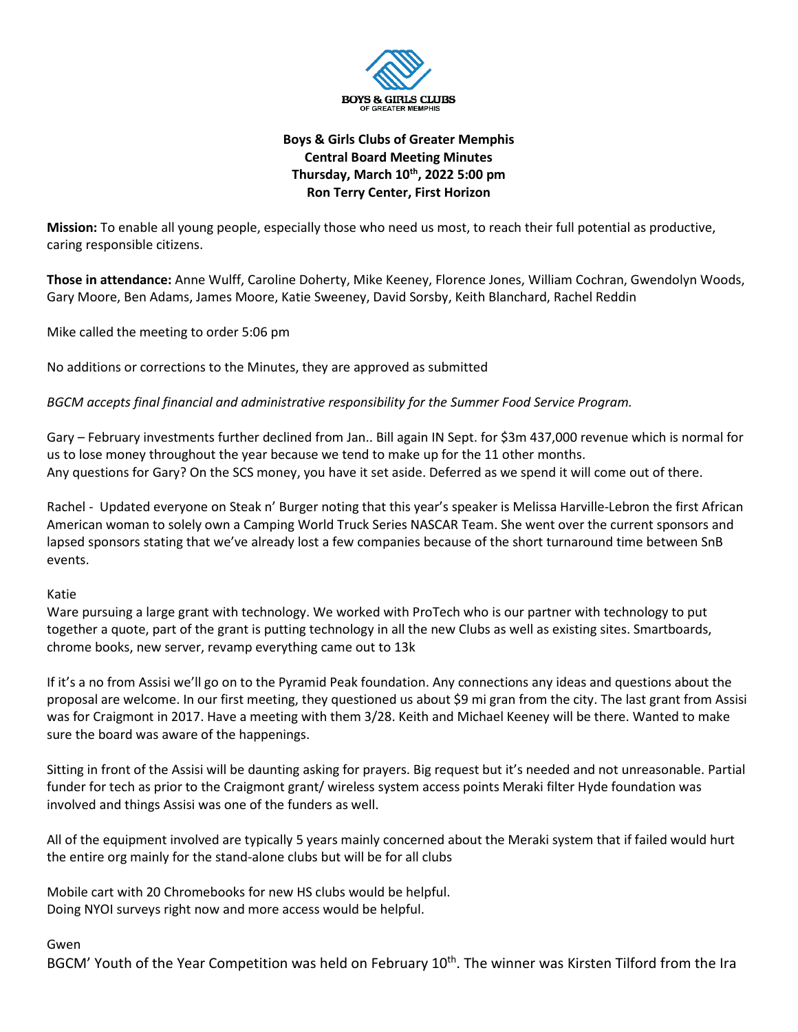**Boys & Girls Clubs of Greater Memphis**
**Central Board Meeting Minutes**
**Thursday, March 10th, 2022 5:00 pm**
**Ron Terry Center, First Horizon**

**Mission:** To enable all young people, especially those who need us most, to reach their full potential as productive, caring responsible citizens.

**Those in attendance:** Anne Wulff, Caroline Doherty, Mike Keeney, Florence Jones, William Cochran, Gwendolyn Woods, Gary Moore, Ben Adams, James Moore, Katie Sweeney, David Sorsby, Keith Blanchard, Rachel Reddin

Mike called the meeting to order 5:06 pm

No additions or corrections to the Minutes, they are approved as submitted

*BGCM accepts final financial and administrative responsibility for the Summer Food Service Program.*

Gary – February investments further declined from Jan.. Bill again IN Sept. for $3m 437,000 revenue which is normal for us to lose money throughout the year because we tend to make up for the 11 other months.
Any questions for Gary? On the SCS money, you have it set aside. Deferred as we spend it will come out of there.

Rachel - Updated everyone on Steak n' Burger noting that this year's speaker is Melissa Harville-Lebron the first African American woman to solely own a Camping World Truck Series NASCAR Team. She went over the current sponsors and lapsed sponsors stating that we've already lost a few companies because of the short turnaround time between SnB events.

Katie
Ware pursuing a large grant with technology. We worked with ProTech who is our partner with technology to put together a quote, part of the grant is putting technology in all the new Clubs as well as existing sites. Smartboards, chrome books, new server, revamp everything came out to 13k

If it's a no from Assisi we'll go on to the Pyramid Peak foundation. Any connections any ideas and questions about the proposal are welcome. In our first meeting, they questioned us about $9 mi gran from the city. The last grant from Assisi was for Craigmont in 2017. Have a meeting with them 3/28. Keith and Michael Keeney will be there. Wanted to make sure the board was aware of the happenings.

Sitting in front of the Assisi will be daunting asking for prayers. Big request but it's needed and not unreasonable. Partial funder for tech as prior to the Craigmont grant/ wireless system access points Meraki filter Hyde foundation was involved and things Assisi was one of the funders as well.

All of the equipment involved are typically 5 years mainly concerned about the Meraki system that if failed would hurt the entire org mainly for the stand-alone clubs but will be for all clubs

Mobile cart with 20 Chromebooks for new HS clubs would be helpful.
Doing NYOI surveys right now and more access would be helpful.

Gwen
BGCM' Youth of the Year Competition was held on February 10th. The winner was Kirsten Tilford from the Ira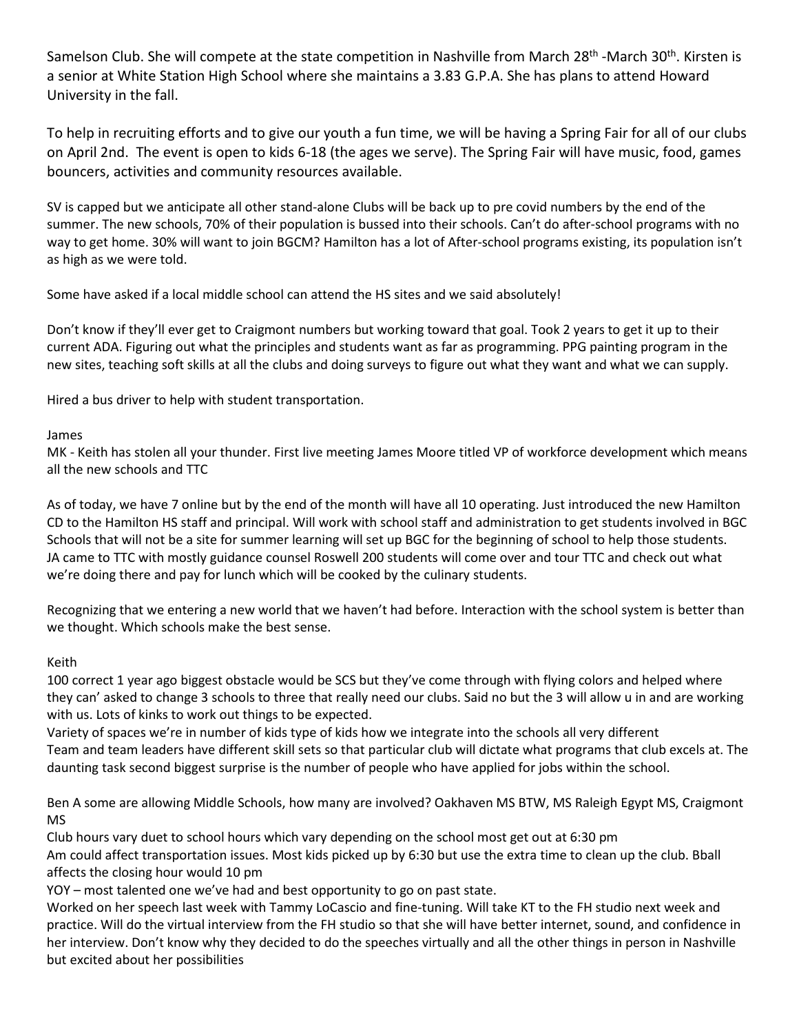Samelson Club. She will compete at the state competition in Nashville from March 28th -March 30th. Kirsten is a senior at White Station High School where she maintains a 3.83 G.P.A. She has plans to attend Howard University in the fall.

To help in recruiting efforts and to give our youth a fun time, we will be having a Spring Fair for all of our clubs on April 2nd. The event is open to kids 6-18 (the ages we serve). The Spring Fair will have music, food, games bouncers, activities and community resources available.

SV is capped but we anticipate all other stand-alone Clubs will be back up to pre covid numbers by the end of the summer. The new schools, 70% of their population is bussed into their schools. Can't do after-school programs with no way to get home. 30% will want to join BGCM? Hamilton has a lot of After-school programs existing, its population isn't as high as we were told.

Some have asked if a local middle school can attend the HS sites and we said absolutely!

Don't know if they'll ever get to Craigmont numbers but working toward that goal. Took 2 years to get it up to their current ADA. Figuring out what the principles and students want as far as programming. PPG painting program in the new sites, teaching soft skills at all the clubs and doing surveys to figure out what they want and what we can supply.

Hired a bus driver to help with student transportation.

James

MK - Keith has stolen all your thunder. First live meeting James Moore titled VP of workforce development which means all the new schools and TTC

As of today, we have 7 online but by the end of the month will have all 10 operating. Just introduced the new Hamilton CD to the Hamilton HS staff and principal. Will work with school staff and administration to get students involved in BGC Schools that will not be a site for summer learning will set up BGC for the beginning of school to help those students. JA came to TTC with mostly guidance counsel Roswell 200 students will come over and tour TTC and check out what we're doing there and pay for lunch which will be cooked by the culinary students.

Recognizing that we entering a new world that we haven't had before. Interaction with the school system is better than we thought. Which schools make the best sense.

Keith

100 correct 1 year ago biggest obstacle would be SCS but they've come through with flying colors and helped where they can' asked to change 3 schools to three that really need our clubs. Said no but the 3 will allow u in and are working with us. Lots of kinks to work out things to be expected.

Variety of spaces we're in number of kids type of kids how we integrate into the schools all very different

Team and team leaders have different skill sets so that particular club will dictate what programs that club excels at. The daunting task second biggest surprise is the number of people who have applied for jobs within the school.

Ben A some are allowing Middle Schools, how many are involved? Oakhaven MS BTW, MS Raleigh Egypt MS, Craigmont MS

Club hours vary duet to school hours which vary depending on the school most get out at 6:30 pm

Am could affect transportation issues. Most kids picked up by 6:30 but use the extra time to clean up the club. Bball affects the closing hour would 10 pm

YOY – most talented one we've had and best opportunity to go on past state.

Worked on her speech last week with Tammy LoCascio and fine-tuning. Will take KT to the FH studio next week and practice. Will do the virtual interview from the FH studio so that she will have better internet, sound, and confidence in her interview. Don't know why they decided to do the speeches virtually and all the other things in person in Nashville but excited about her possibilities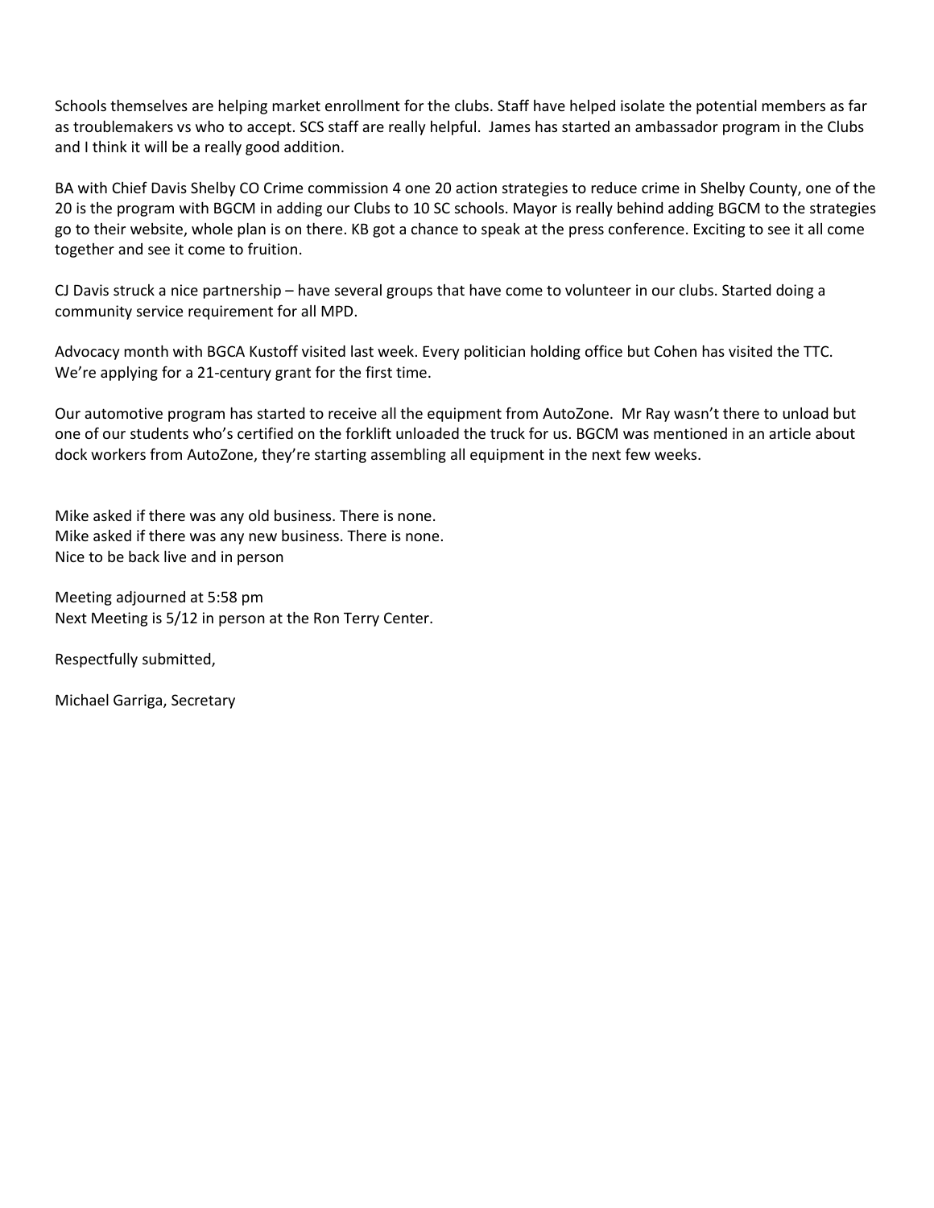Schools themselves are helping market enrollment for the clubs. Staff have helped isolate the potential members as far as troublemakers vs who to accept. SCS staff are really helpful. James has started an ambassador program in the Clubs and I think it will be a really good addition.

BA with Chief Davis Shelby CO Crime commission 4 one 20 action strategies to reduce crime in Shelby County, one of the 20 is the program with BGCM in adding our Clubs to 10 SC schools. Mayor is really behind adding BGCM to the strategies go to their website, whole plan is on there. KB got a chance to speak at the press conference. Exciting to see it all come together and see it come to fruition.

CJ Davis struck a nice partnership – have several groups that have come to volunteer in our clubs. Started doing a community service requirement for all MPD.

Advocacy month with BGCA Kustoff visited last week. Every politician holding office but Cohen has visited the TTC. We're applying for a 21-century grant for the first time.

Our automotive program has started to receive all the equipment from AutoZone. Mr Ray wasn't there to unload but one of our students who's certified on the forklift unloaded the truck for us. BGCM was mentioned in an article about dock workers from AutoZone, they're starting assembling all equipment in the next few weeks.

Mike asked if there was any old business. There is none.
Mike asked if there was any new business. There is none.
Nice to be back live and in person

Meeting adjourned at 5:58 pm
Next Meeting is 5/12 in person at the Ron Terry Center.

Respectfully submitted,

Michael Garriga, Secretary